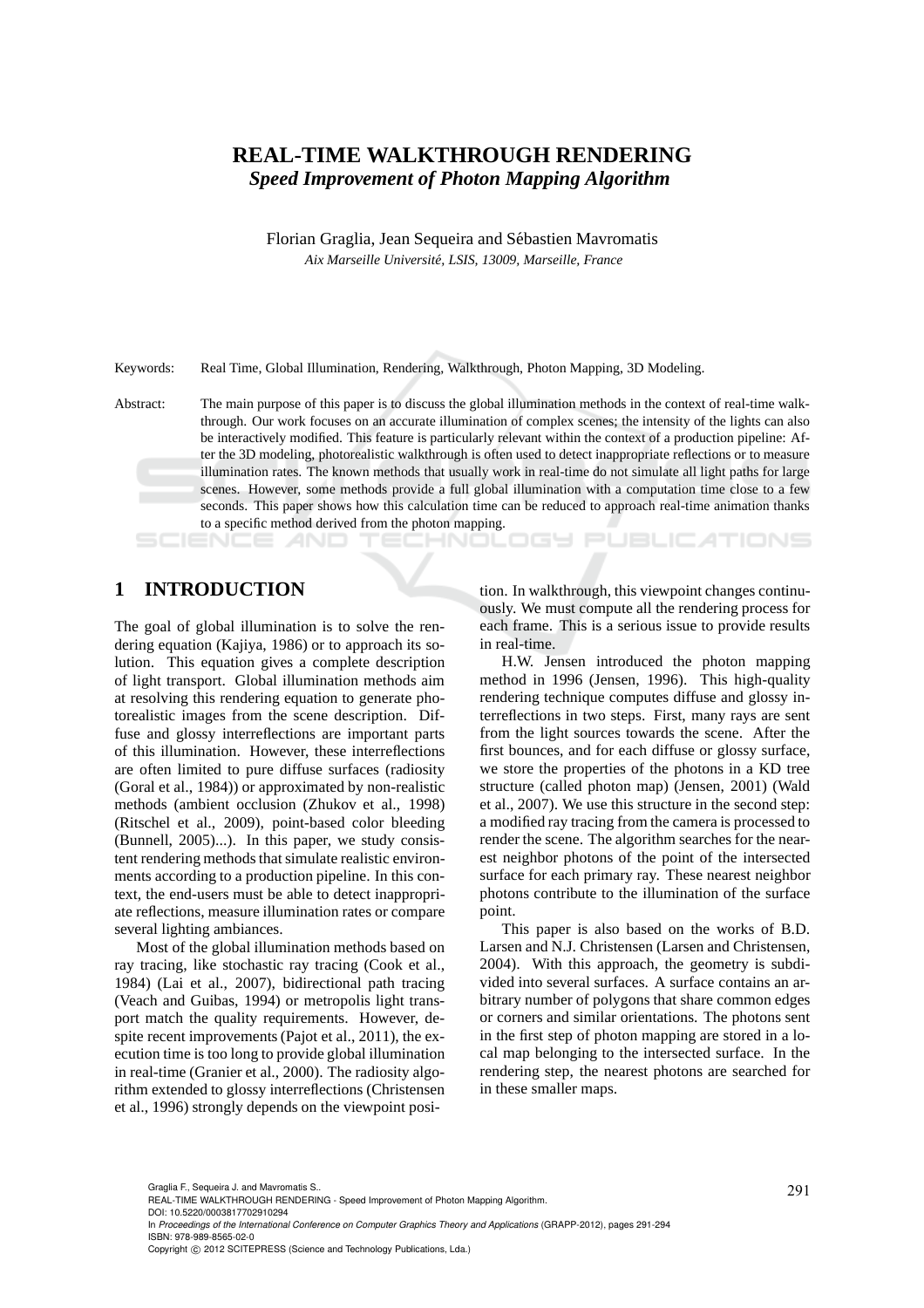# REAL-TIME WALKTHROUGH RENDERING

### *Speed Improvement of Photon Mapping Algorithm*

Florian Graglia, Jean Sequeira and Sébastien Mavromatis

*Aix Marseille Université, LSIS, 13009, Marseille, France*

Keywords: Real Time, Global Illumination, Rendering, Walkthrough, Photon Mapping, 3D Modeling.

Abstract: The main purpose of this paper is to discuss the global illumination methods in the context of real-time walkthrough. Our work focuses on an accurate illumination of complex scenes; the intensity of the lights can also be interactively modified. This feature is particularly relevant within the context of a production pipeline: After the 3D modeling, photorealistic walkthrough is often used to detect inappropriate reflections or to measure illumination rates. The known methods that usually work in real-time do not simulate all light paths for large scenes. However, some methods provide a full global illumination with a computation time close to a few seconds. This paper shows how this calculation time can be reduced to approach real-time animation thanks to a specific method derived from the photon mapping.

## 1 INTRODUCTION

The goal of global illumination is to solve the rendering equation (Kajiya, 1986) or to approach its solution. This equation gives a complete description of light transport. Global illumination methods aim at resolving this rendering equation to generate photorealistic images from the scene description. Diffuse and glossy interreflections are important parts of this illumination. However, these interreflections are often limited to pure diffuse surfaces (radiosity (Goral et al., 1984)) or approximated by non-realistic methods (ambient occlusion (Zhukov et al., 1998) (Ritschel et al., 2009), point-based color bleeding (Bunnell, 2005)...). In this paper, we study consistent rendering methods that simulate realistic environments according to a production pipeline. In this context, the end-users must be able to detect inappropriate reflections, measure illumination rates or compare several lighting ambiances.

Most of the global illumination methods based on ray tracing, like stochastic ray tracing (Cook et al., 1984) (Lai et al., 2007), bidirectional path tracing (Veach and Guibas, 1994) or metropolis light transport match the quality requirements. However, despite recent improvements (Pajot et al., 2011), the execution time is too long to provide global illumination in real-time (Granier et al., 2000). The radiosity algorithm extended to glossy interreflections (Christensen et al., 1996) strongly depends on the viewpoint position. In walkthrough, this viewpoint changes continuously. We must compute all the rendering process for each frame. This is a serious issue to provide results in real-time.

H.W. Jensen introduced the photon mapping method in 1996 (Jensen, 1996). This high-quality rendering technique computes diffuse and glossy interreflections in two steps. First, many rays are sent from the light sources towards the scene. After the first bounces, and for each diffuse or glossy surface, we store the properties of the photons in a KD tree structure (called photon map) (Jensen, 2001) (Wald et al., 2007). We use this structure in the second step: a modified ray tracing from the camera is processed to render the scene. The algorithm searches for the nearest neighbor photons of the point of the intersected surface for each primary ray. These nearest neighbor photons contribute to the illumination of the surface point.

This paper is also based on the works of B.D. Larsen and N.J. Christensen (Larsen and Christensen, 2004). With this approach, the geometry is subdivided into several surfaces. A surface contains an arbitrary number of polygons that share common edges or corners and similar orientations. The photons sent in the first step of photon mapping are stored in a local map belonging to the intersected surface. In the rendering step, the nearest photons are searched for in these smaller maps.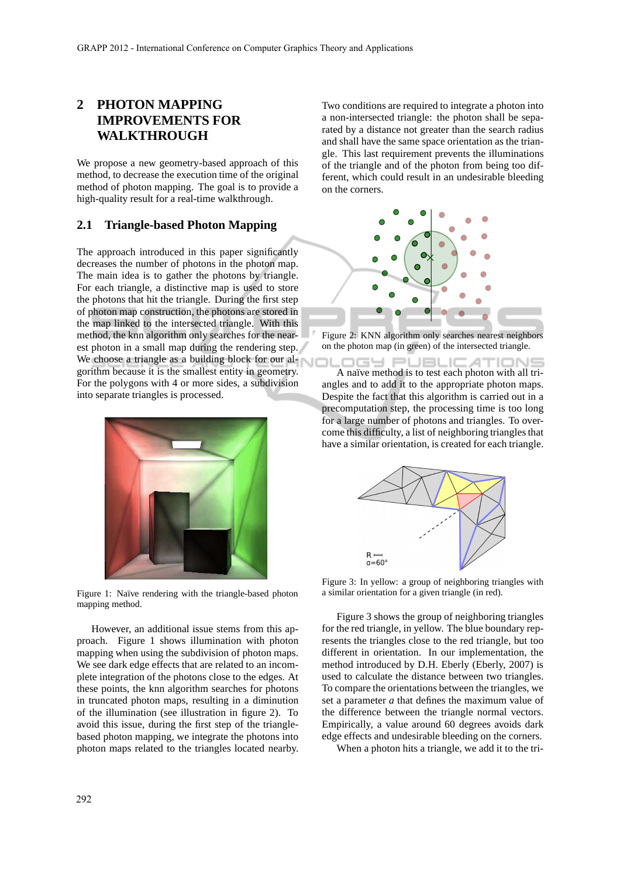## 2 PHOTON MAPPING IMPROVEMENTS FOR WALKTHROUGH

We propose a new geometry-based approach of this method, to decrease the execution time of the original method of photon mapping. The goal is to provide a high-quality result for a real-time walkthrough.

### 2.1 Triangle-based Photon Mapping

The approach introduced in this paper significantly decreases the number of photons in the photon map. The main idea is to gather the photons by triangle. For each triangle, a distinctive map is used to store the photons that hit the triangle. During the first step of photon map construction, the photons are stored in the map linked to the intersected triangle. With this method, the knn algorithm only searches for the nearest photon in a small map during the rendering step. We choose a triangle as a building block for our algorithm because it is the smallest entity in geometry. For the polygons with 4 or more sides, a subdivision into separate triangles is processed.

Figure 1: Naïve rendering with the triangle-based photon mapping method.

However, an additional issue stems from this approach. Figure 1 shows illumination with photon mapping when using the subdivision of photon maps. We see dark edge effects that are related to an incomplete integration of the photons close to the edges. At these points, the knn algorithm searches for photons in truncated photon maps, resulting in a diminution of the illumination (see illustration in figure 2). To avoid this issue, during the first step of the triangle-based photon mapping, we integrate the photons into photon maps related to the triangles located nearby.

Two conditions are required to integrate a photon into a non-intersected triangle: the photon shall be separated by a distance not greater than the search radius and shall have the same space orientation as the triangle. This last requirement prevents the illuminations of the triangle and of the photon from being too different, which could result in an undesirable bleeding on the corners.

Figure 2: KNN algorithm only searches nearest neighbors on the photon map (in green) of the intersected triangle.

A naïve method is to test each photon with all triangles and to add it to the appropriate photon maps. Despite the fact that this algorithm is carried out in a precomputation step, the processing time is too long for a large number of photons and triangles. To overcome this difficulty, a list of neighboring triangles that have a similar orientation, is created for each triangle.

Figure 3: In yellow: a group of neighboring triangles with a similar orientation for a given triangle (in red).

Figure 3 shows the group of neighboring triangles for the red triangle, in yellow. The blue boundary represents the triangles close to the red triangle, but too different in orientation. In our implementation, the method introduced by D.H. Eberly (Eberly, 2007) is used to calculate the distance between two triangles. To compare the orientations between the triangles, we set a parameter *a* that defines the maximum value of the difference between the triangle normal vectors. Empirically, a value around 60 degrees avoids dark edge effects and undesirable bleeding on the corners.

When a photon hits a triangle, we add it to the tri-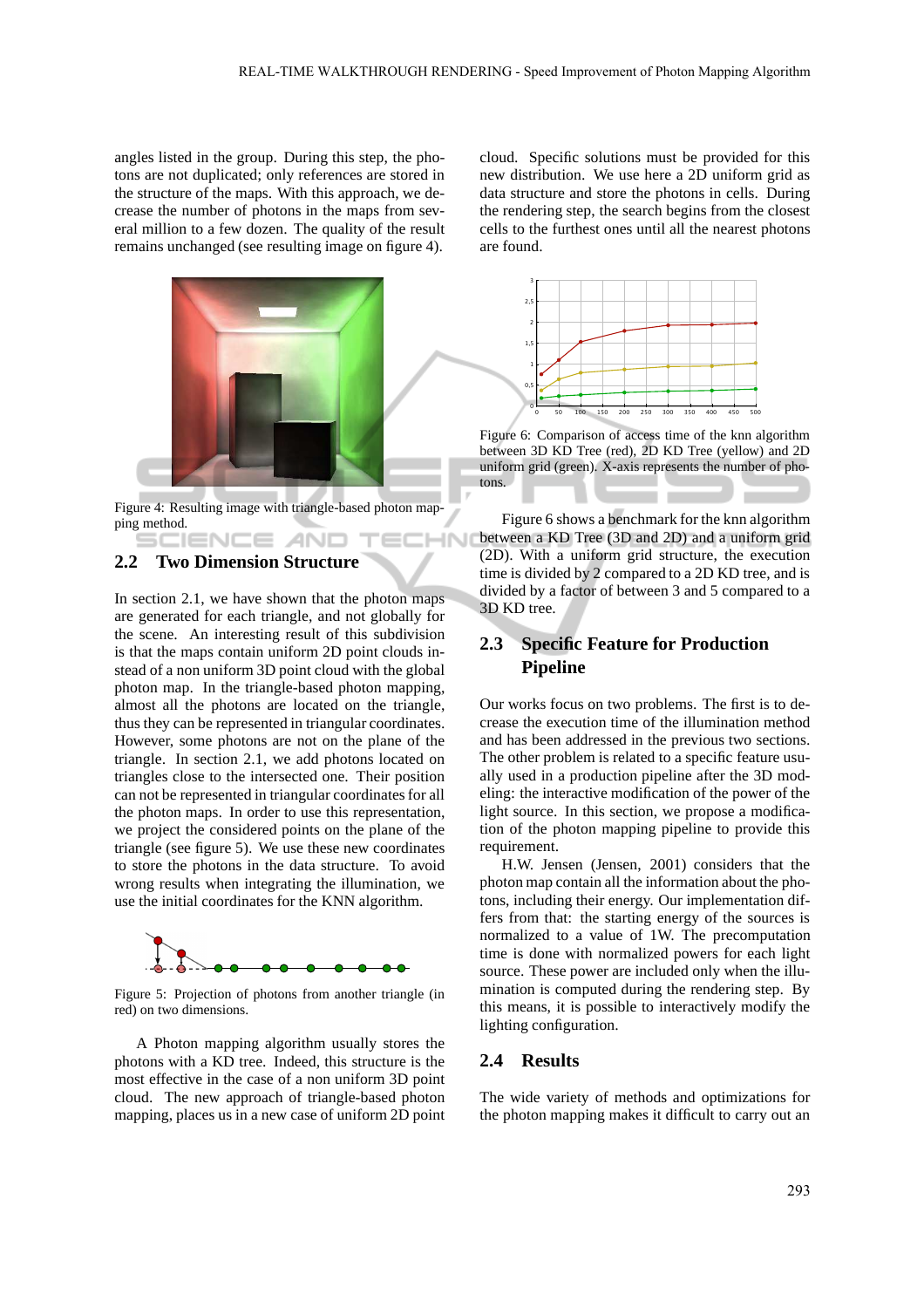angles listed in the group. During this step, the photons are not duplicated; only references are stored in the structure of the maps. With this approach, we decrease the number of photons in the maps from several million to a few dozen. The quality of the result remains unchanged (see resulting image on figure 4).

Figure 4: Resulting image with triangle-based photon mapping method.

## 2.2 Two Dimension Structure

In section 2.1, we have shown that the photon maps are generated for each triangle, and not globally for the scene. An interesting result of this subdivision is that the maps contain uniform 2D point clouds instead of a non uniform 3D point cloud with the global photon map. In the triangle-based photon mapping, almost all the photons are located on the triangle, thus they can be represented in triangular coordinates. However, some photons are not on the plane of the triangle. In section 2.1, we add photons located on triangles close to the intersected one. Their position can not be represented in triangular coordinates for all the photon maps. In order to use this representation, we project the considered points on the plane of the triangle (see figure 5). We use these new coordinates to store the photons in the data structure. To avoid wrong results when integrating the illumination, we use the initial coordinates for the KNN algorithm.

Figure 5: Projection of photons from another triangle (in red) on two dimensions.

A Photon mapping algorithm usually stores the photons with a KD tree. Indeed, this structure is the most effective in the case of a non uniform 3D point cloud. The new approach of triangle-based photon mapping, places us in a new case of uniform 2D point cloud. Specific solutions must be provided for this new distribution. We use here a 2D uniform grid as data structure and store the photons in cells. During the rendering step, the search begins from the closest cells to the furthest ones until all the nearest photons are found.

Figure 6: Comparison of access time of the knn algorithm between 3D KD Tree (red), 2D KD Tree (yellow) and 2D uniform grid (green). X-axis represents the number of photons.

Figure 6 shows a benchmark for the knn algorithm between a KD Tree (3D and 2D) and a uniform grid (2D). With a uniform grid structure, the execution time is divided by 2 compared to a 2D KD tree, and is divided by a factor of between 3 and 5 compared to a 3D KD tree.

## 2.3 Specific Feature for Production Pipeline

Our works focus on two problems. The first is to decrease the execution time of the illumination method and has been addressed in the previous two sections. The other problem is related to a specific feature usually used in a production pipeline after the 3D modeling: the interactive modification of the power of the light source. In this section, we propose a modification of the photon mapping pipeline to provide this requirement.

H.W. Jensen (Jensen, 2001) considers that the photon map contain all the information about the photons, including their energy. Our implementation differs from that: the starting energy of the sources is normalized to a value of 1W. The precomputation time is done with normalized powers for each light source. These power are included only when the illumination is computed during the rendering step. By this means, it is possible to interactively modify the lighting configuration.

## 2.4 Results

The wide variety of methods and optimizations for the photon mapping makes it difficult to carry out an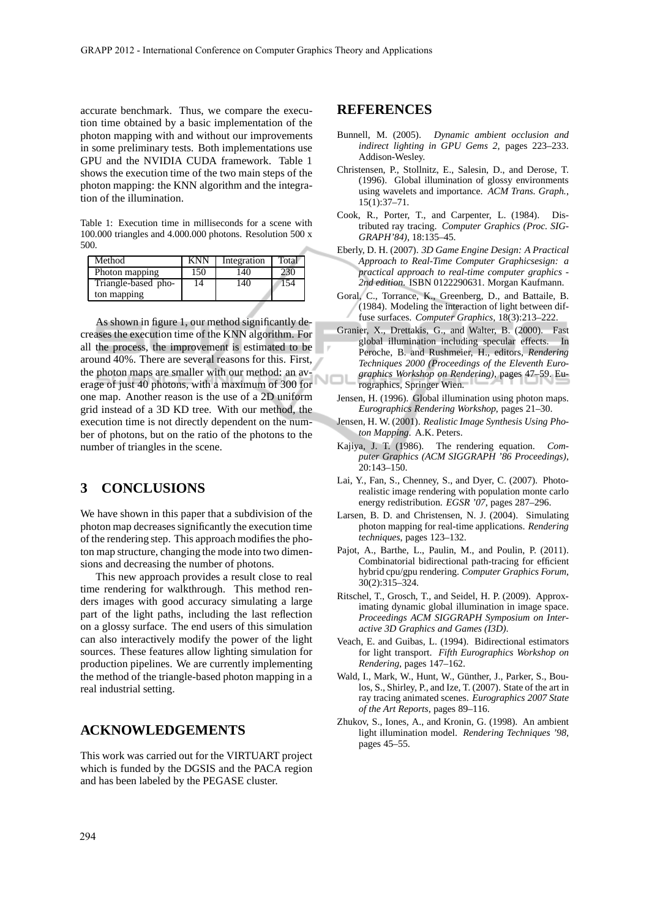accurate benchmark. Thus, we compare the execution time obtained by a basic implementation of the photon mapping with and without our improvements in some preliminary tests. Both implementations use GPU and the NVIDIA CUDA framework. Table 1 shows the execution time of the two main steps of the photon mapping: the KNN algorithm and the integration of the illumination.

Table 1: Execution time in milliseconds for a scene with 100.000 triangles and 4.000.000 photons. Resolution 500 x 500.

| Method | KNN | Integration | Total |
|---|---|---|---|
| Photon mapping | 150 | 140 | 230 |
| Triangle-based photon mapping | 14 | 140 | 154 |

As shown in figure 1, our method significantly decreases the execution time of the KNN algorithm. For all the process, the improvement is estimated to be around 40%. There are several reasons for this. First, the photon maps are smaller with our method: an average of just 40 photons, with a maximum of 300 for one map. Another reason is the use of a 2D uniform grid instead of a 3D KD tree. With our method, the execution time is not directly dependent on the number of photons, but on the ratio of the photons to the number of triangles in the scene.

## 3 CONCLUSIONS

We have shown in this paper that a subdivision of the photon map decreases significantly the execution time of the rendering step. This approach modifies the photon map structure, changing the mode into two dimensions and decreasing the number of photons.

This new approach provides a result close to real time rendering for walkthrough. This method renders images with good accuracy simulating a large part of the light paths, including the last reflection on a glossy surface. The end users of this simulation can also interactively modify the power of the light sources. These features allow lighting simulation for production pipelines. We are currently implementing the method of the triangle-based photon mapping in a real industrial setting.

## ACKNOWLEDGEMENTS

This work was carried out for the VIRTUART project which is funded by the DGSIS and the PACA region and has been labeled by the PEGASE cluster.

## REFERENCES

Bunnell, M. (2005). *Dynamic ambient occlusion and indirect lighting in GPU Gems 2*, pages 223–233. Addison-Wesley.

Christensen, P., Stollnitz, E., Salesin, D., and Derose, T. (1996). Global illumination of glossy environments using wavelets and importance. *ACM Trans. Graph.*, 15(1):37–71.

Cook, R., Porter, T., and Carpenter, L. (1984). Distributed ray tracing. *Computer Graphics (Proc. SIGGRAPH'84)*, 18:135–45.

Eberly, D. H. (2007). *3D Game Engine Design: A Practical Approach to Real-Time Computer Graphicsesign: a practical approach to real-time computer graphics - 2nd edition*. ISBN 0122290631. Morgan Kaufmann.

Goral, C., Torrance, K., Greenberg, D., and Battaile, B. (1984). Modeling the interaction of light between diffuse surfaces. *Computer Graphics*, 18(3):213–222.

Granier, X., Drettakis, G., and Walter, B. (2000). Fast global illumination including specular effects. In Peroche, B. and Rushmeier, H., editors, *Rendering Techniques 2000 (Proceedings of the Eleventh Eurographics Workshop on Rendering)*, pages 47–59. Eurographics, Springer Wien.

Jensen, H. (1996). Global illumination using photon maps. *Eurographics Rendering Workshop*, pages 21–30.

Jensen, H. W. (2001). *Realistic Image Synthesis Using Photon Mapping*. A.K. Peters.

Kajiya, J. T. (1986). The rendering equation. *Computer Graphics (ACM SIGGRAPH '86 Proceedings)*, 20:143–150.

Lai, Y., Fan, S., Chenney, S., and Dyer, C. (2007). Photorealistic image rendering with population monte carlo energy redistribution. *EGSR '07*, pages 287–296.

Larsen, B. D. and Christensen, N. J. (2004). Simulating photon mapping for real-time applications. *Rendering techniques*, pages 123–132.

Pajot, A., Barthe, L., Paulin, M., and Poulin, P. (2011). Combinatorial bidirectional path-tracing for efficient hybrid cpu/gpu rendering. *Computer Graphics Forum*, 30(2):315–324.

Ritschel, T., Grosch, T., and Seidel, H. P. (2009). Approximating dynamic global illumination in image space. *Proceedings ACM SIGGRAPH Symposium on Interactive 3D Graphics and Games (I3D)*.

Veach, E. and Guibas, L. (1994). Bidirectional estimators for light transport. *Fifth Eurographics Workshop on Rendering*, pages 147–162.

Wald, I., Mark, W., Hunt, W., Günther, J., Parker, S., Boulos, S., Shirley, P., and Ize, T. (2007). State of the art in ray tracing animated scenes. *Eurographics 2007 State of the Art Reports*, pages 89–116.

Zhukov, S., Iones, A., and Kronin, G. (1998). An ambient light illumination model. *Rendering Techniques '98*, pages 45–55.